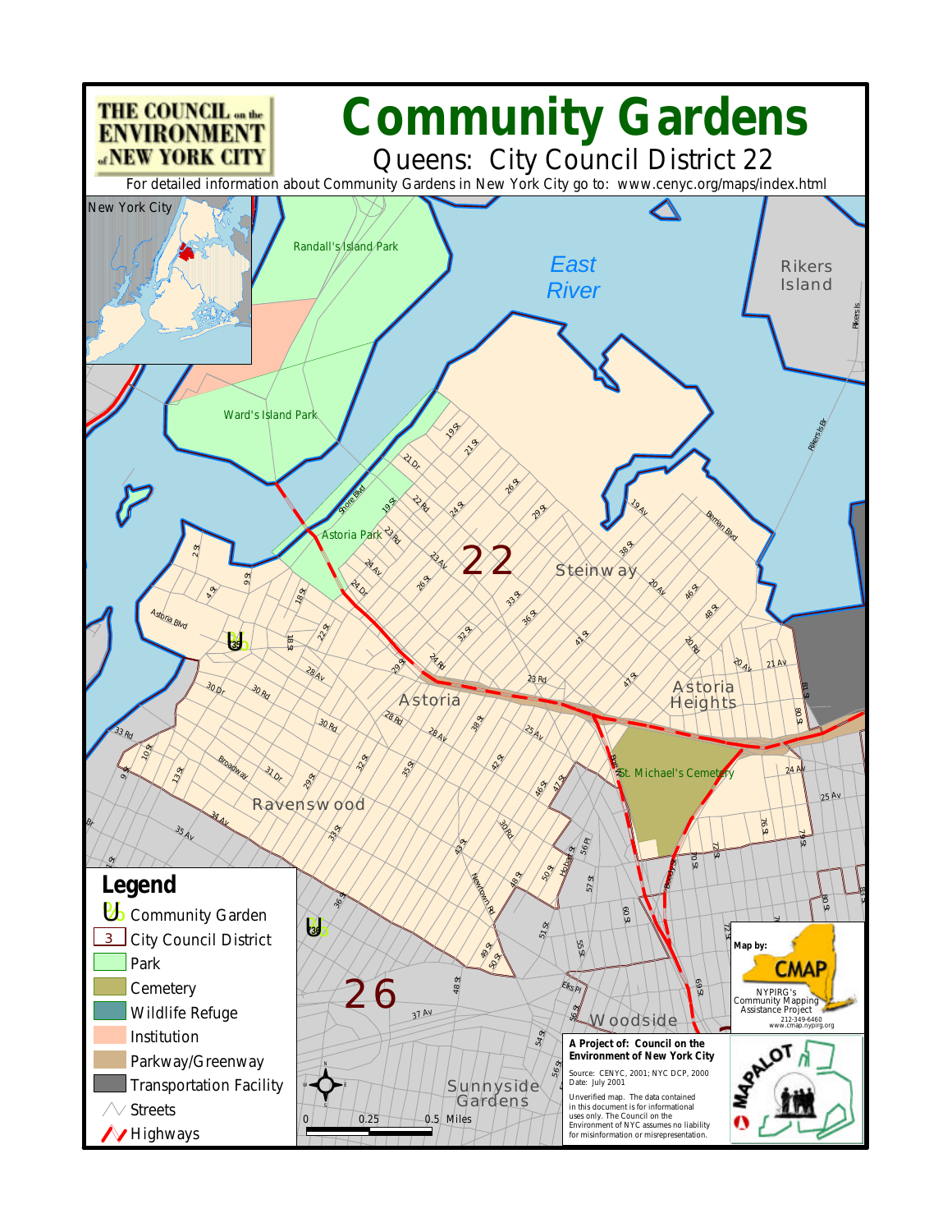# Community Gardens

## Queens: City Council District 22

For detailed information about Community Gardens in New York City go to: www.cenyc.org/maps/index.html

THE COUNCIL on the ENVIRONMENT of NEW YORK CITY

## Legend

- Community Garden
- City Council District
- Park
- Cemetery
- Wildlife Refuge
- Institution
- Parkway/Greenway
- Transportation Facility
- Streets
- Highways

0 0.25 0.5 Miles

Map by: CMAP NYPIRG's Community Mapping Assistance Project 212-349-6460 www.cmap.nypirg.org

**A Project of: Council on the Environment of New York City**

Source: CENYC, 2001; NYC DCP, 2000
Date: July 2001

Unverified map. The data contained in this document is for informational uses only. The Council on the Environment of NYC assumes no liability for misinformation or misrepresentation.

MAPALOT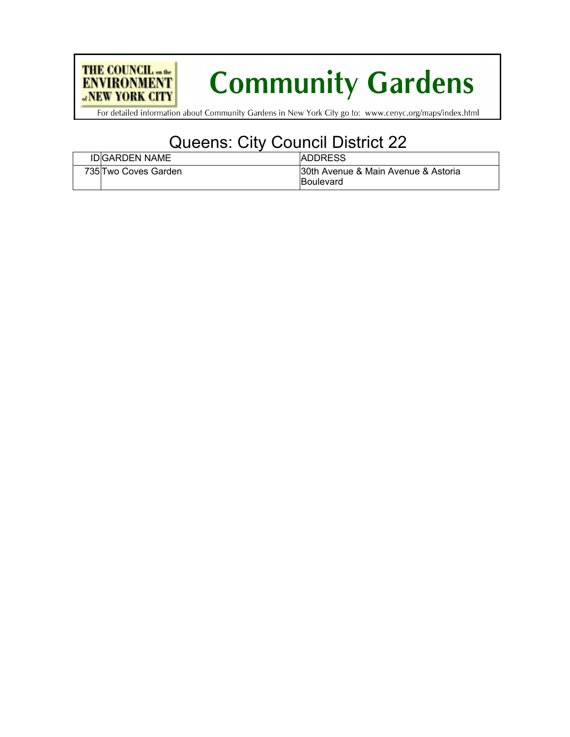THE COUNCIL on the ENVIRONMENT of NEW YORK CITY

# Community Gardens

For detailed information about Community Gardens in New York City go to: www.cenyc.org/maps/index.html

## Queens: City Council District 22

| ID | GARDEN NAME | ADDRESS |
|---|---|---|
| 735 | Two Coves Garden | 30th Avenue & Main Avenue & Astoria Boulevard |